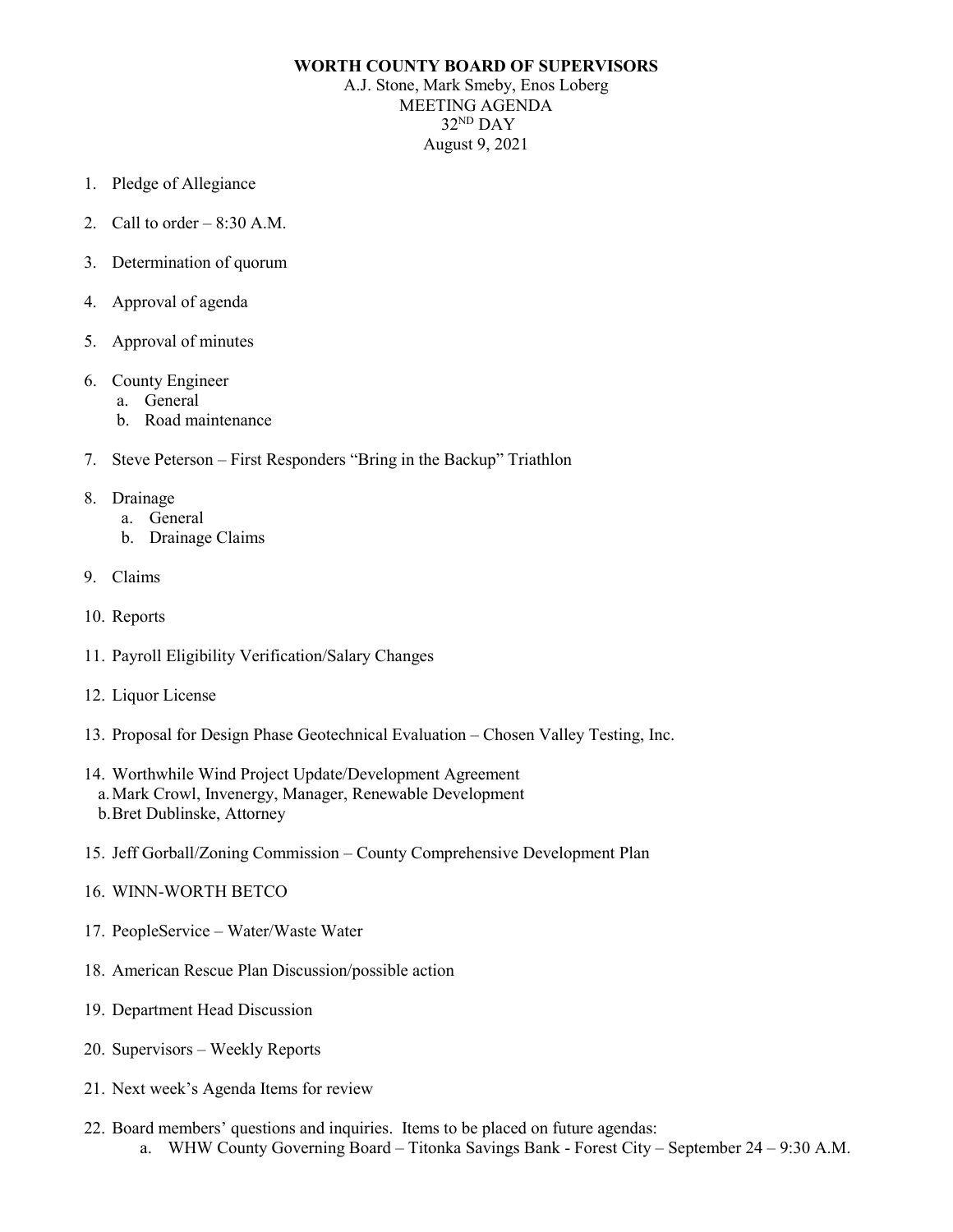# WORTH COUNTY BOARD OF SUPERVISORS

A.J. Stone, Mark Smeby, Enos Loberg
MEETING AGENDA
32[ND] DAY
August 9, 2021

1. Pledge of Allegiance
2. Call to order – 8:30 A.M.
3. Determination of quorum
4. Approval of agenda
5. Approval of minutes
6. County Engineer
   a. General
   b. Road maintenance
7. Steve Peterson – First Responders "Bring in the Backup" Triathlon
8. Drainage
   a. General
   b. Drainage Claims
9. Claims
10. Reports
11. Payroll Eligibility Verification/Salary Changes
12. Liquor License
13. Proposal for Design Phase Geotechnical Evaluation – Chosen Valley Testing, Inc.
14. Worthwhile Wind Project Update/Development Agreement
    a. Mark Crowl, Invenergy, Manager, Renewable Development
    b. Bret Dublinske, Attorney
15. Jeff Gorball/Zoning Commission – County Comprehensive Development Plan
16. WINN-WORTH BETCO
17. PeopleService – Water/Waste Water
18. American Rescue Plan Discussion/possible action
19. Department Head Discussion
20. Supervisors – Weekly Reports
21. Next week's Agenda Items for review
22. Board members' questions and inquiries. Items to be placed on future agendas:
    a. WHW County Governing Board – Titonka Savings Bank - Forest City – September 24 – 9:30 A.M.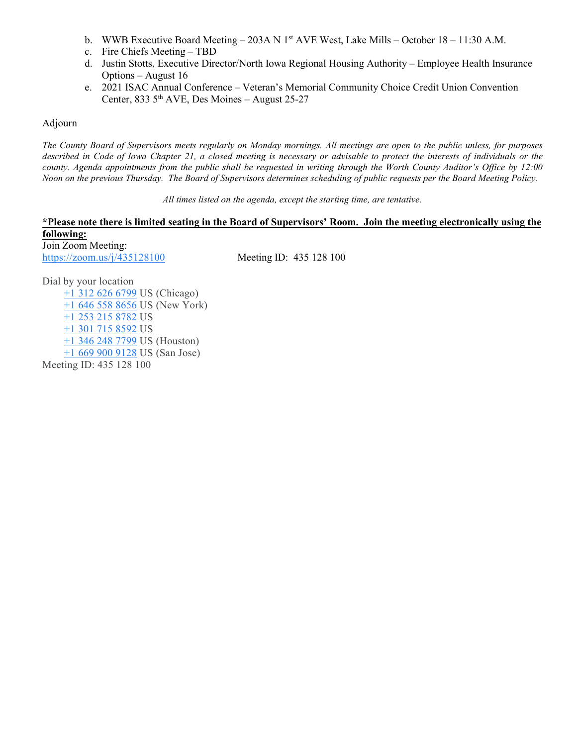b. WWB Executive Board Meeting – 203A N 1st AVE West, Lake Mills – October 18 – 11:30 A.M.
c. Fire Chiefs Meeting – TBD
d. Justin Stotts, Executive Director/North Iowa Regional Housing Authority – Employee Health Insurance Options – August 16
e. 2021 ISAC Annual Conference – Veteran's Memorial Community Choice Credit Union Convention Center, 833 5th AVE, Des Moines – August 25-27

Adjourn

*The County Board of Supervisors meets regularly on Monday mornings. All meetings are open to the public unless, for purposes described in Code of Iowa Chapter 21, a closed meeting is necessary or advisable to protect the interests of individuals or the county. Agenda appointments from the public shall be requested in writing through the Worth County Auditor's Office by 12:00 Noon on the previous Thursday. The Board of Supervisors determines scheduling of public requests per the Board Meeting Policy.*

*All times listed on the agenda, except the starting time, are tentative.*

**\*Please note there is limited seating in the Board of Supervisors' Room. Join the meeting electronically using the following:**

Join Zoom Meeting:
https://zoom.us/j/435128100 Meeting ID: 435 128 100

Dial by your location
+1 312 626 6799 US (Chicago)
+1 646 558 8656 US (New York)
+1 253 215 8782 US
+1 301 715 8592 US
+1 346 248 7799 US (Houston)
+1 669 900 9128 US (San Jose)
Meeting ID: 435 128 100